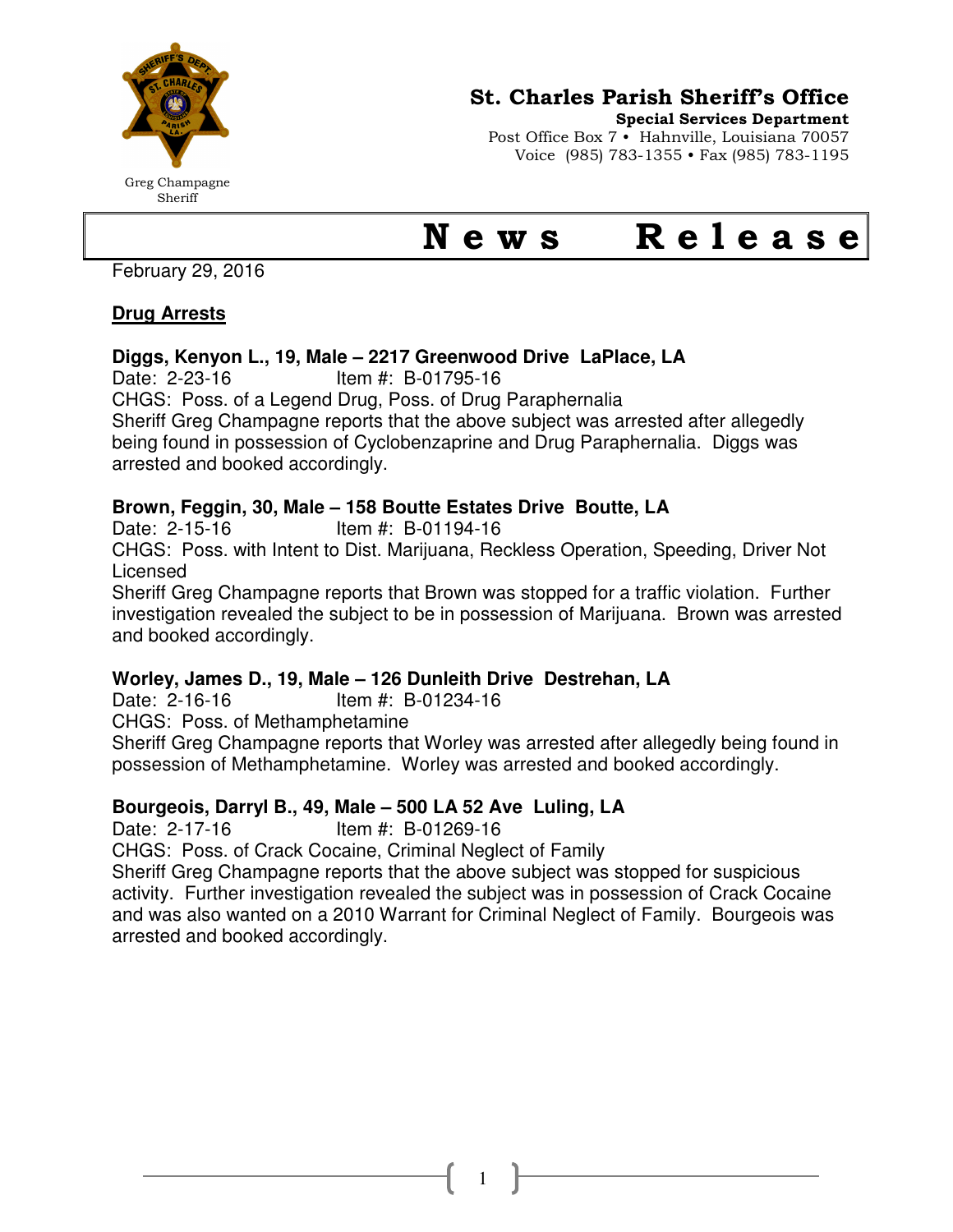Greg Champagne
Sheriff

**St. Charles Parish Sheriff's Office**
**Special Services Department**
Post Office Box 7 • Hahnville, Louisiana 70057
Voice (985) 783-1355 • Fax (985) 783-1195

# News Release

February 29, 2016

## Drug Arrests

**Diggs, Kenyon L., 19, Male – 2217 Greenwood Drive LaPlace, LA**
Date: 2-23-16 Item #: B-01795-16
CHGS: Poss. of a Legend Drug, Poss. of Drug Paraphernalia
Sheriff Greg Champagne reports that the above subject was arrested after allegedly being found in possession of Cyclobenzaprine and Drug Paraphernalia. Diggs was arrested and booked accordingly.

**Brown, Feggin, 30, Male – 158 Boutte Estates Drive Boutte, LA**
Date: 2-15-16 Item #: B-01194-16
CHGS: Poss. with Intent to Dist. Marijuana, Reckless Operation, Speeding, Driver Not Licensed
Sheriff Greg Champagne reports that Brown was stopped for a traffic violation. Further investigation revealed the subject to be in possession of Marijuana. Brown was arrested and booked accordingly.

**Worley, James D., 19, Male – 126 Dunleith Drive Destrehan, LA**
Date: 2-16-16 Item #: B-01234-16
CHGS: Poss. of Methamphetamine
Sheriff Greg Champagne reports that Worley was arrested after allegedly being found in possession of Methamphetamine. Worley was arrested and booked accordingly.

**Bourgeois, Darryl B., 49, Male – 500 LA 52 Ave Luling, LA**
Date: 2-17-16 Item #: B-01269-16
CHGS: Poss. of Crack Cocaine, Criminal Neglect of Family
Sheriff Greg Champagne reports that the above subject was stopped for suspicious activity. Further investigation revealed the subject was in possession of Crack Cocaine and was also wanted on a 2010 Warrant for Criminal Neglect of Family. Bourgeois was arrested and booked accordingly.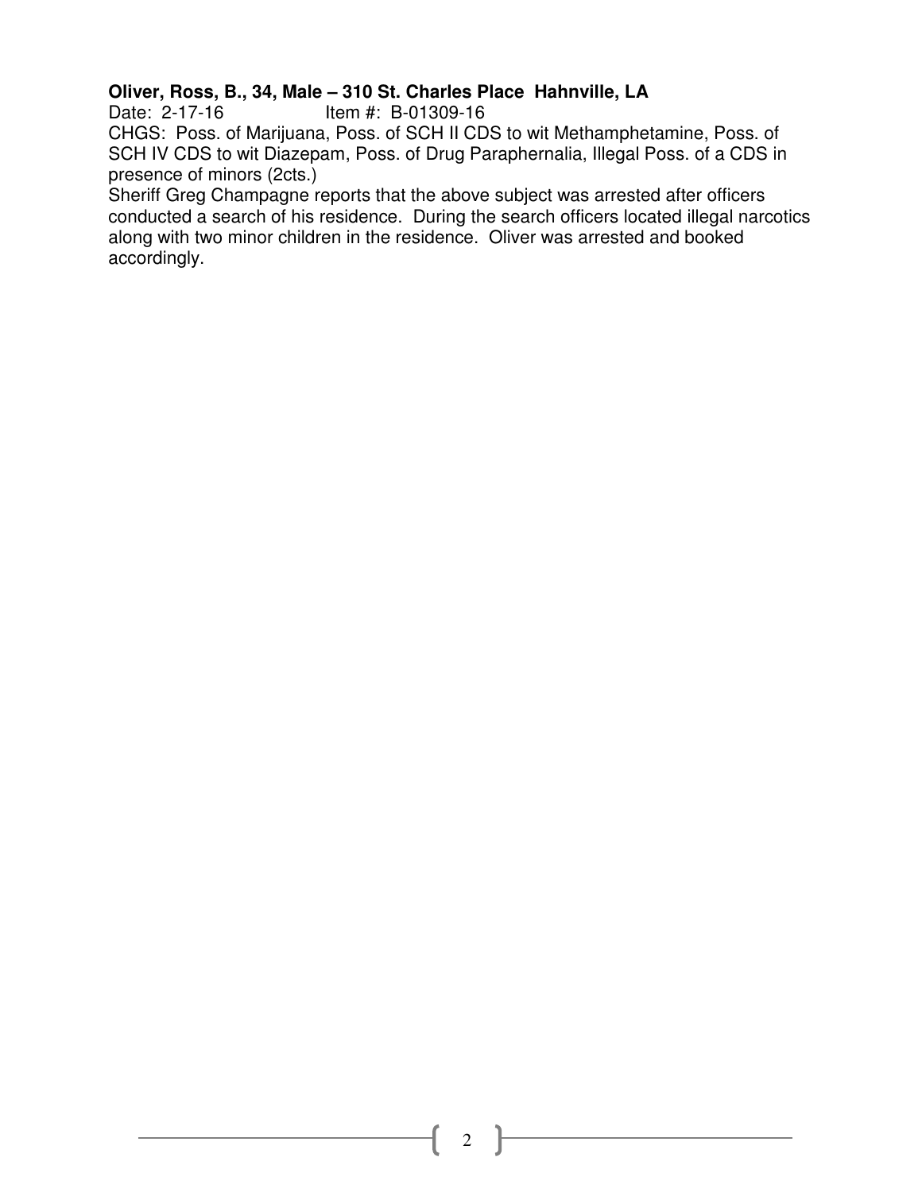**Oliver, Ross, B., 34, Male – 310 St. Charles Place Hahnville, LA**
Date: 2-17-16 Item #: B-01309-16
CHGS: Poss. of Marijuana, Poss. of SCH II CDS to wit Methamphetamine, Poss. of SCH IV CDS to wit Diazepam, Poss. of Drug Paraphernalia, Illegal Poss. of a CDS in presence of minors (2cts.)
Sheriff Greg Champagne reports that the above subject was arrested after officers conducted a search of his residence. During the search officers located illegal narcotics along with two minor children in the residence. Oliver was arrested and booked accordingly.